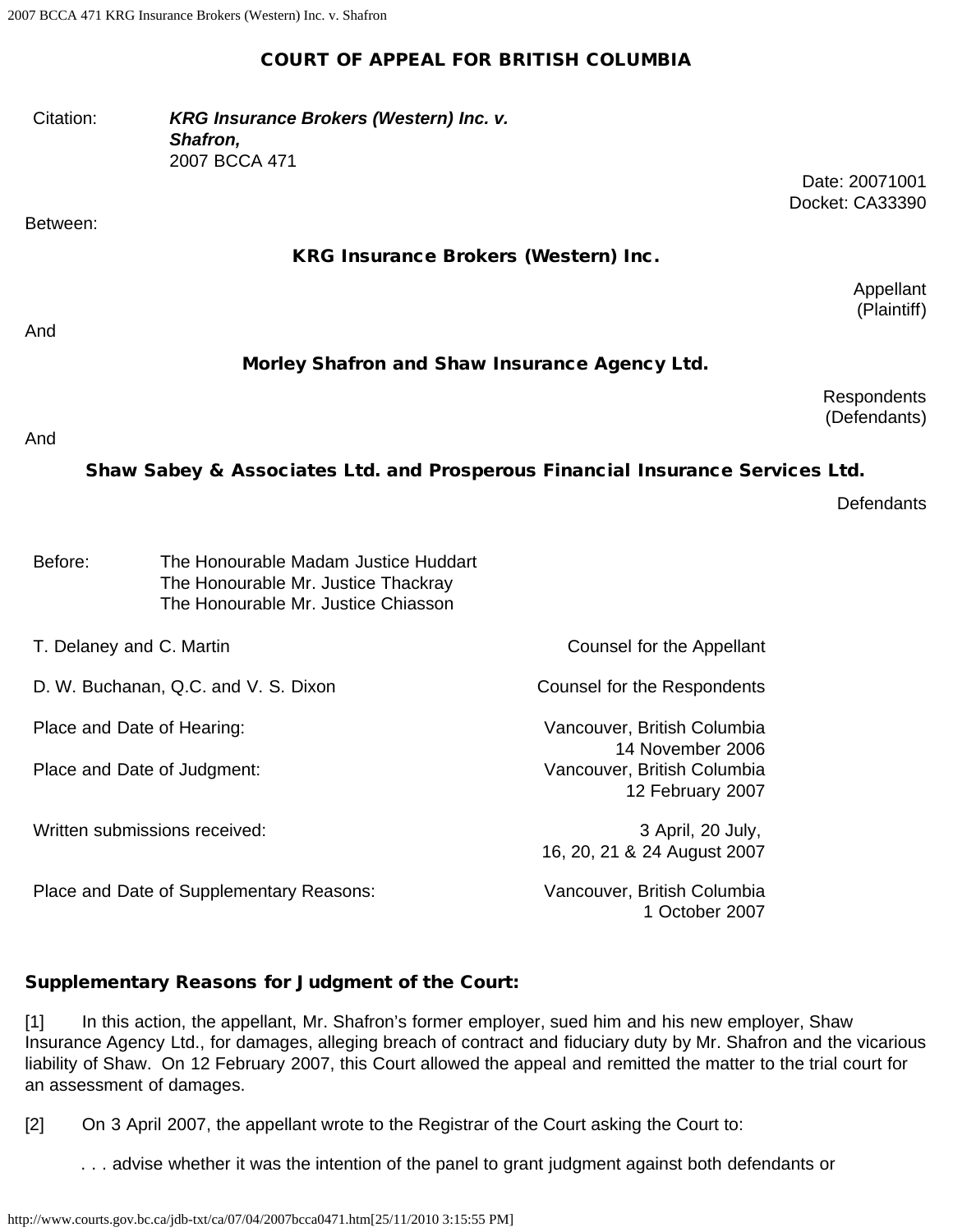# COURT OF APPEAL FOR BRITISH COLUMBIA

| | |
|---|---|
| Citation: | ***KRG Insurance Brokers (Western) Inc. v. Shafron,*** 2007 BCCA 471 |

Date: 20071001
Docket: CA33390

Between:

**KRG Insurance Brokers (Western) Inc.**

Appellant
(Plaintiff)

And

**Morley Shafron and Shaw Insurance Agency Ltd.**

Respondents
(Defendants)

And

**Shaw Sabey & Associates Ltd. and Prosperous Financial Insurance Services Ltd.**

Defendants

| | |
|---|---|
| Before: | The Honourable Madam Justice Huddart<br>The Honourable Mr. Justice Thackray<br>The Honourable Mr. Justice Chiasson |

| | |
|---|---|
| T. Delaney and C. Martin | Counsel for the Appellant |
| D. W. Buchanan, Q.C. and V. S. Dixon | Counsel for the Respondents |
| Place and Date of Hearing: | Vancouver, British Columbia<br>14 November 2006 |
| Place and Date of Judgment: | Vancouver, British Columbia<br>12 February 2007 |
| Written submissions received: | 3 April, 20 July,<br>16, 20, 21 & 24 August 2007 |
| Place and Date of Supplementary Reasons: | Vancouver, British Columbia<br>1 October 2007 |

## Supplementary Reasons for Judgment of the Court:

[1] In this action, the appellant, Mr. Shafron's former employer, sued him and his new employer, Shaw Insurance Agency Ltd., for damages, alleging breach of contract and fiduciary duty by Mr. Shafron and the vicarious liability of Shaw. On 12 February 2007, this Court allowed the appeal and remitted the matter to the trial court for an assessment of damages.

[2] On 3 April 2007, the appellant wrote to the Registrar of the Court asking the Court to:

> . . . advise whether it was the intention of the panel to grant judgment against both defendants or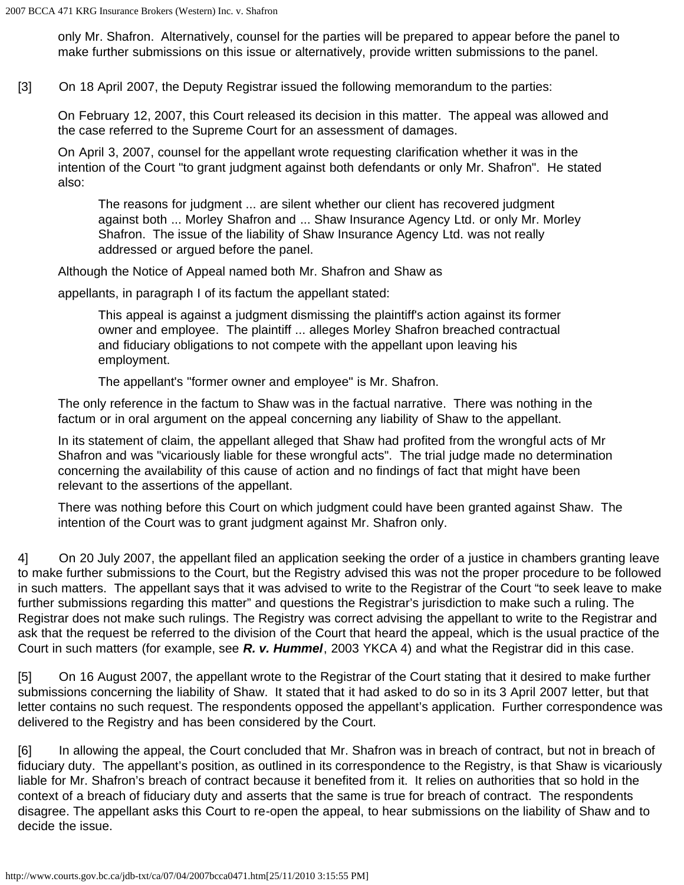only Mr. Shafron. Alternatively, counsel for the parties will be prepared to appear before the panel to make further submissions on this issue or alternatively, provide written submissions to the panel.

[3] On 18 April 2007, the Deputy Registrar issued the following memorandum to the parties:

> On February 12, 2007, this Court released its decision in this matter. The appeal was allowed and the case referred to the Supreme Court for an assessment of damages.
>
> On April 3, 2007, counsel for the appellant wrote requesting clarification whether it was in the intention of the Court "to grant judgment against both defendants or only Mr. Shafron". He stated also:
>
> > The reasons for judgment ... are silent whether our client has recovered judgment against both ... Morley Shafron and ... Shaw Insurance Agency Ltd. or only Mr. Morley Shafron. The issue of the liability of Shaw Insurance Agency Ltd. was not really addressed or argued before the panel.
>
> Although the Notice of Appeal named both Mr. Shafron and Shaw as
>
> appellants, in paragraph I of its factum the appellant stated:
>
> > This appeal is against a judgment dismissing the plaintiff's action against its former owner and employee. The plaintiff ... alleges Morley Shafron breached contractual and fiduciary obligations to not compete with the appellant upon leaving his employment.
> >
> > The appellant's "former owner and employee" is Mr. Shafron.
>
> The only reference in the factum to Shaw was in the factual narrative. There was nothing in the factum or in oral argument on the appeal concerning any liability of Shaw to the appellant.
>
> In its statement of claim, the appellant alleged that Shaw had profited from the wrongful acts of Mr Shafron and was "vicariously liable for these wrongful acts". The trial judge made no determination concerning the availability of this cause of action and no findings of fact that might have been relevant to the assertions of the appellant.
>
> There was nothing before this Court on which judgment could have been granted against Shaw. The intention of the Court was to grant judgment against Mr. Shafron only.

4] On 20 July 2007, the appellant filed an application seeking the order of a justice in chambers granting leave to make further submissions to the Court, but the Registry advised this was not the proper procedure to be followed in such matters. The appellant says that it was advised to write to the Registrar of the Court "to seek leave to make further submissions regarding this matter" and questions the Registrar's jurisdiction to make such a ruling. The Registrar does not make such rulings. The Registry was correct advising the appellant to write to the Registrar and ask that the request be referred to the division of the Court that heard the appeal, which is the usual practice of the Court in such matters (for example, see ***R. v. Hummel***, 2003 YKCA 4) and what the Registrar did in this case.

[5] On 16 August 2007, the appellant wrote to the Registrar of the Court stating that it desired to make further submissions concerning the liability of Shaw. It stated that it had asked to do so in its 3 April 2007 letter, but that letter contains no such request. The respondents opposed the appellant's application. Further correspondence was delivered to the Registry and has been considered by the Court.

[6] In allowing the appeal, the Court concluded that Mr. Shafron was in breach of contract, but not in breach of fiduciary duty. The appellant's position, as outlined in its correspondence to the Registry, is that Shaw is vicariously liable for Mr. Shafron's breach of contract because it benefited from it. It relies on authorities that so hold in the context of a breach of fiduciary duty and asserts that the same is true for breach of contract. The respondents disagree. The appellant asks this Court to re-open the appeal, to hear submissions on the liability of Shaw and to decide the issue.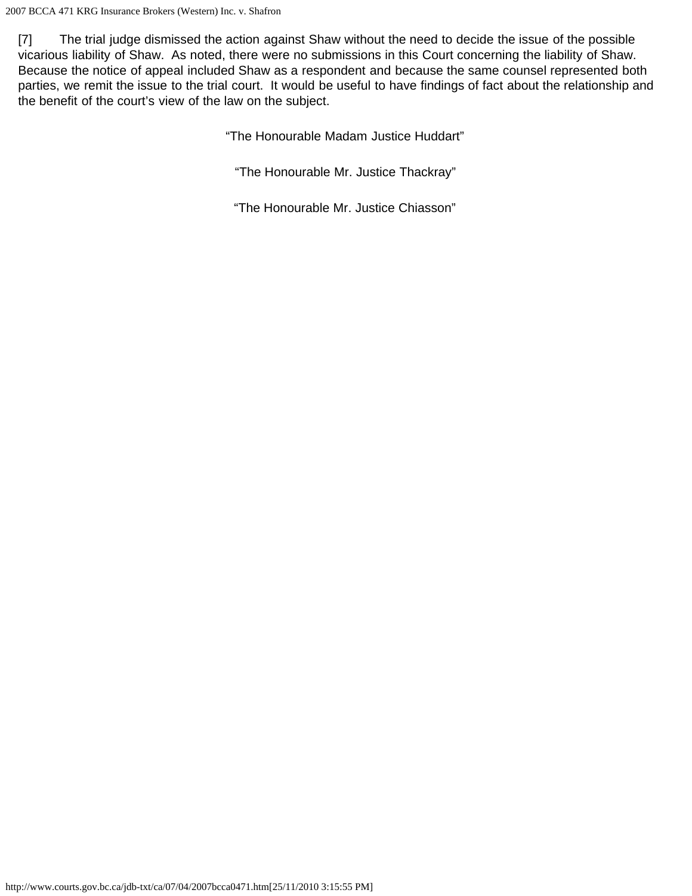[7] The trial judge dismissed the action against Shaw without the need to decide the issue of the possible vicarious liability of Shaw. As noted, there were no submissions in this Court concerning the liability of Shaw. Because the notice of appeal included Shaw as a respondent and because the same counsel represented both parties, we remit the issue to the trial court. It would be useful to have findings of fact about the relationship and the benefit of the court's view of the law on the subject.

"The Honourable Madam Justice Huddart"

"The Honourable Mr. Justice Thackray"

"The Honourable Mr. Justice Chiasson"